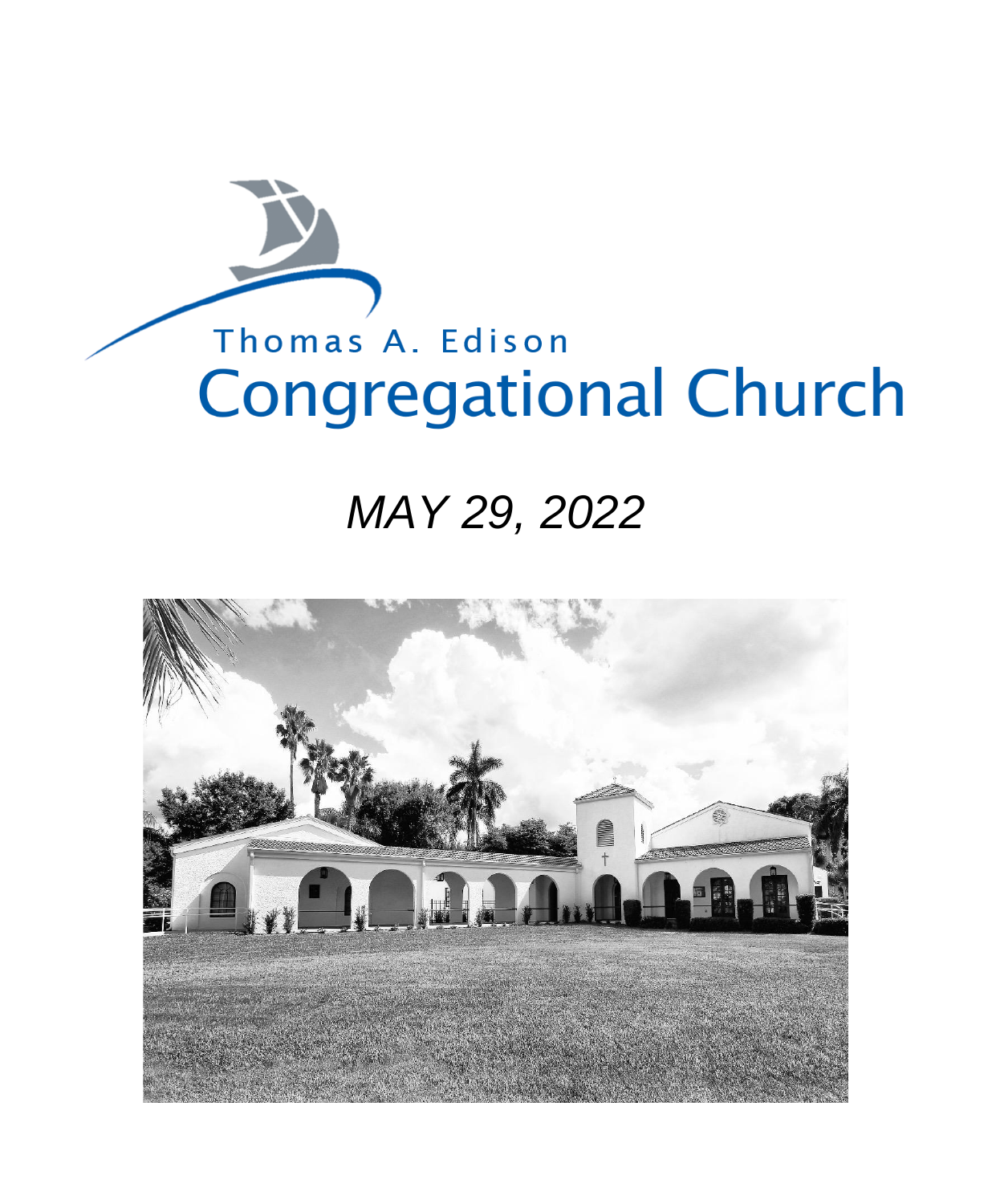Thomas A. Edison

# Congregational Church

*MAY 29, 2022*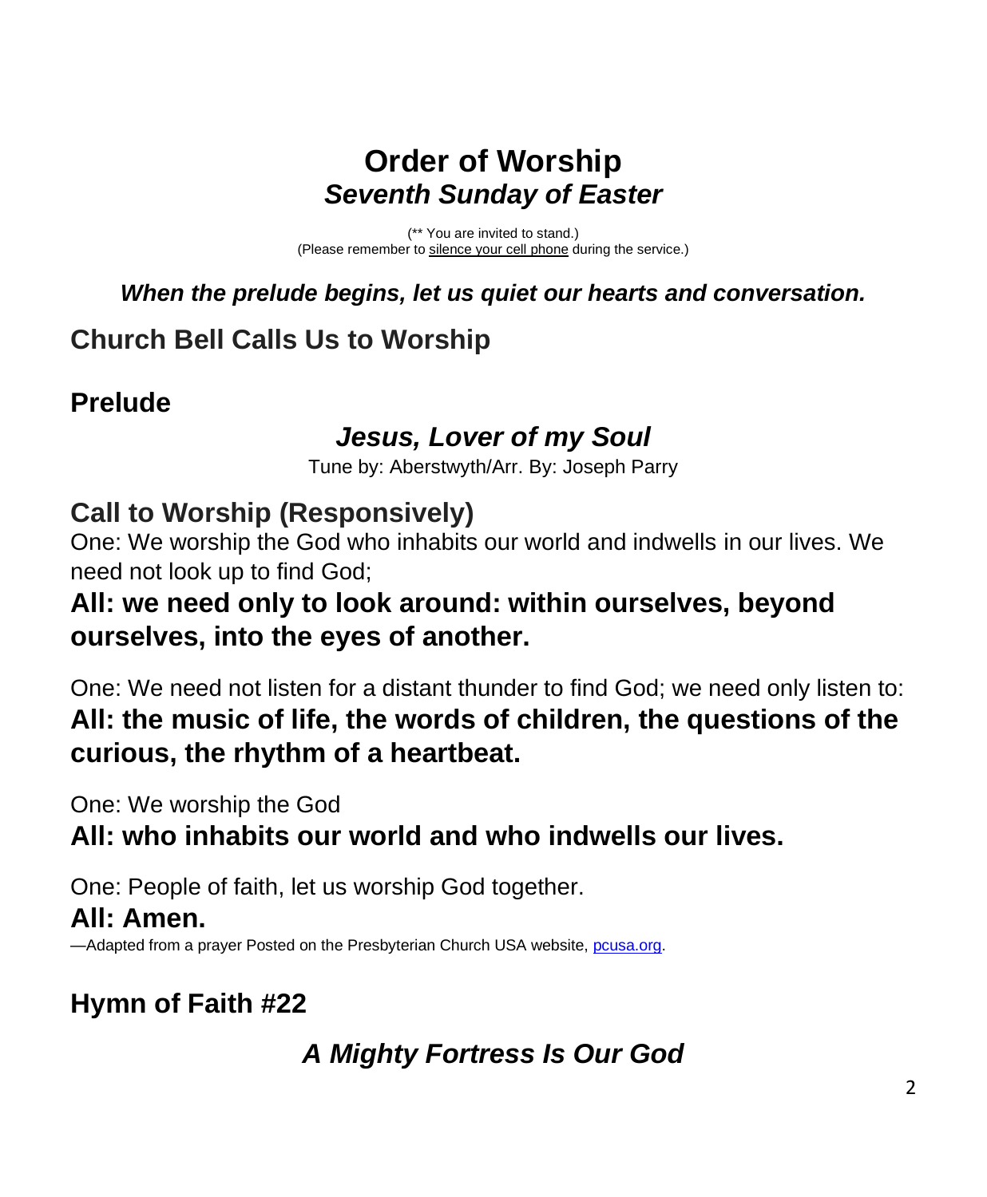# Order of Worship
## *Seventh Sunday of Easter*

(** You are invited to stand.)
(Please remember to silence your cell phone during the service.)

***When the prelude begins, let us quiet our hearts and conversation.***

## Church Bell Calls Us to Worship

## Prelude

### *Jesus, Lover of my Soul*

Tune by: Aberstwyth/Arr. By: Joseph Parry

## Call to Worship (Responsively)

One: We worship the God who inhabits our world and indwells in our lives. We need not look up to find God;

**All: we need only to look around: within ourselves, beyond ourselves, into the eyes of another.**

One: We need not listen for a distant thunder to find God; we need only listen to:

**All: the music of life, the words of children, the questions of the curious, the rhythm of a heartbeat.**

One: We worship the God

**All: who inhabits our world and who indwells our lives.**

One: People of faith, let us worship God together.

**All: Amen.**

—Adapted from a prayer Posted on the Presbyterian Church USA website, pcusa.org.

## Hymn of Faith #22

### *A Mighty Fortress Is Our God*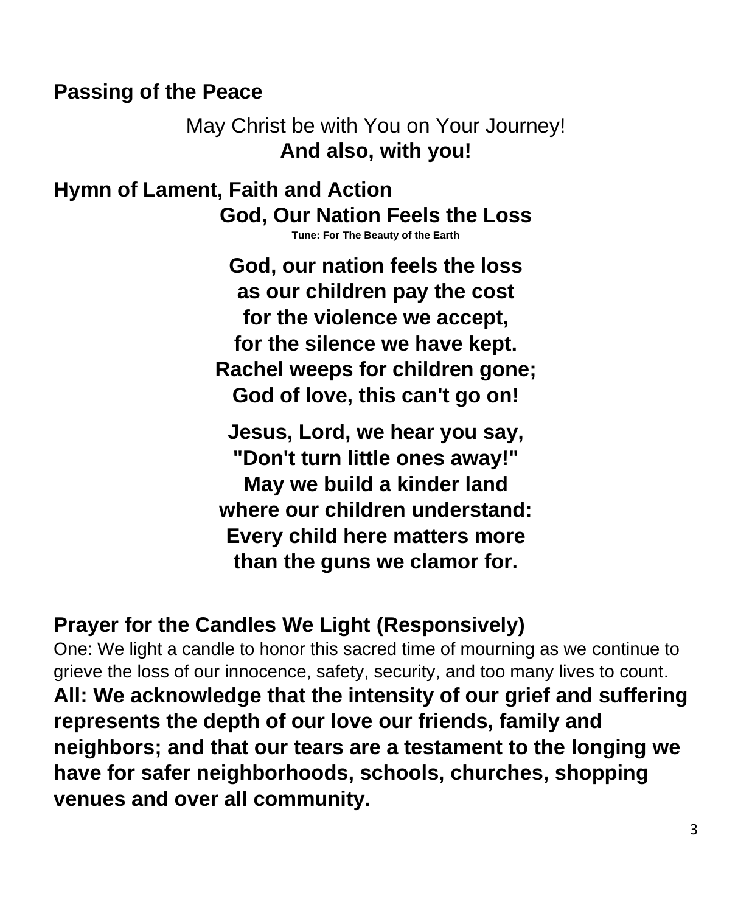## Passing of the Peace

May Christ be with You on Your Journey!
**And also, with you!**

## Hymn of Lament, Faith and Action

### God, Our Nation Feels the Loss

**Tune: For The Beauty of the Earth**

**God, our nation feels the loss**
**as our children pay the cost**
**for the violence we accept,**
**for the silence we have kept.**
**Rachel weeps for children gone;**
**God of love, this can't go on!**

**Jesus, Lord, we hear you say,**
**"Don't turn little ones away!"**
**May we build a kinder land**
**where our children understand:**
**Every child here matters more**
**than the guns we clamor for.**

## Prayer for the Candles We Light (Responsively)

One: We light a candle to honor this sacred time of mourning as we continue to grieve the loss of our innocence, safety, security, and too many lives to count.

**All: We acknowledge that the intensity of our grief and suffering represents the depth of our love our friends, family and neighbors; and that our tears are a testament to the longing we have for safer neighborhoods, schools, churches, shopping venues and over all community.**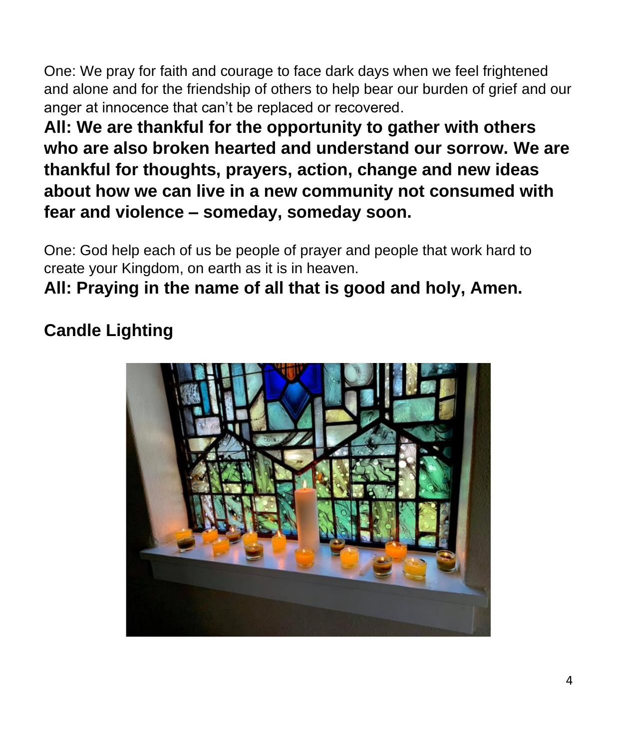One: We pray for faith and courage to face dark days when we feel frightened and alone and for the friendship of others to help bear our burden of grief and our anger at innocence that can't be replaced or recovered.

**All: We are thankful for the opportunity to gather with others who are also broken hearted and understand our sorrow. We are thankful for thoughts, prayers, action, change and new ideas about how we can live in a new community not consumed with fear and violence – someday, someday soon.**

One: God help each of us be people of prayer and people that work hard to create your Kingdom, on earth as it is in heaven.

**All: Praying in the name of all that is good and holy, Amen.**

## Candle Lighting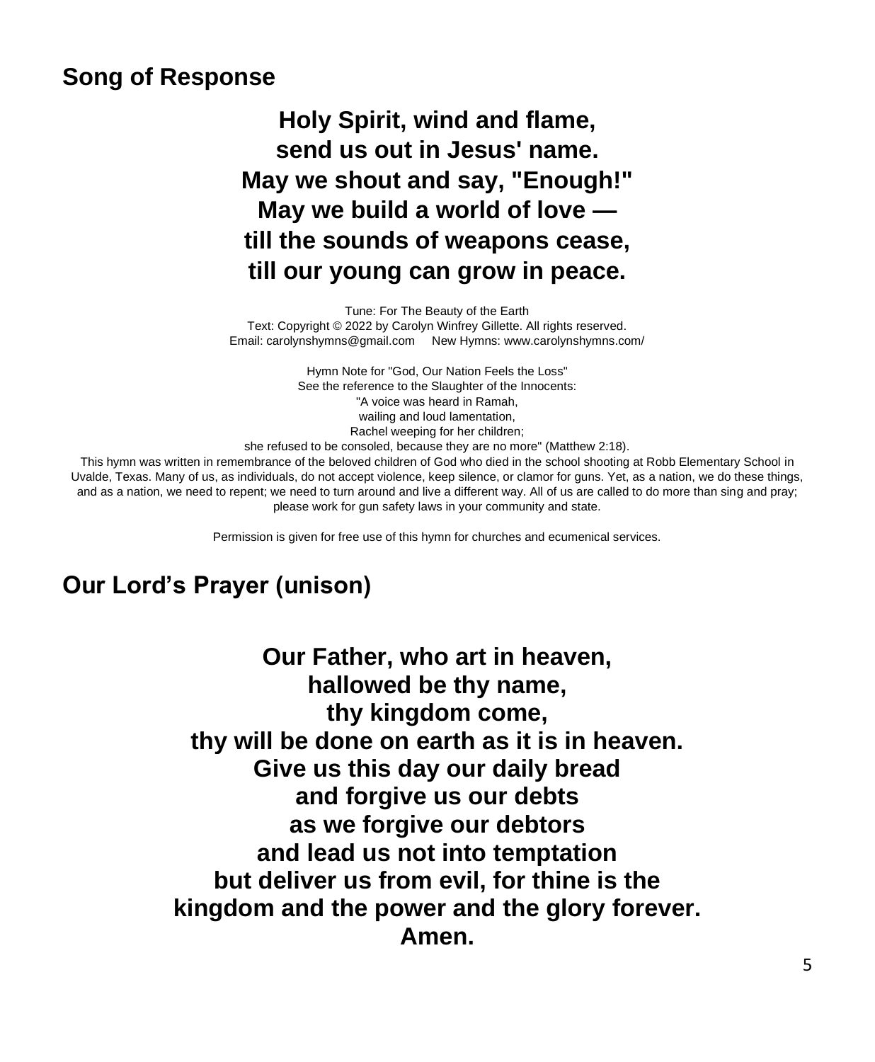## Song of Response

**Holy Spirit, wind and flame,**
**send us out in Jesus' name.**
**May we shout and say, "Enough!"**
**May we build a world of love —**
**till the sounds of weapons cease,**
**till our young can grow in peace.**

Tune: For The Beauty of the Earth
Text: Copyright © 2022 by Carolyn Winfrey Gillette. All rights reserved.
Email: carolynshymns@gmail.com New Hymns: www.carolynshymns.com/

Hymn Note for "God, Our Nation Feels the Loss"
See the reference to the Slaughter of the Innocents:
"A voice was heard in Ramah,
wailing and loud lamentation,
Rachel weeping for her children;
she refused to be consoled, because they are no more" (Matthew 2:18).
This hymn was written in remembrance of the beloved children of God who died in the school shooting at Robb Elementary School in Uvalde, Texas. Many of us, as individuals, do not accept violence, keep silence, or clamor for guns. Yet, as a nation, we do these things, and as a nation, we need to repent; we need to turn around and live a different way. All of us are called to do more than sing and pray; please work for gun safety laws in your community and state.

Permission is given for free use of this hymn for churches and ecumenical services.

## Our Lord's Prayer (unison)

**Our Father, who art in heaven,**
**hallowed be thy name,**
**thy kingdom come,**
**thy will be done on earth as it is in heaven.**
**Give us this day our daily bread**
**and forgive us our debts**
**as we forgive our debtors**
**and lead us not into temptation**
**but deliver us from evil, for thine is the**
**kingdom and the power and the glory forever.**
**Amen.**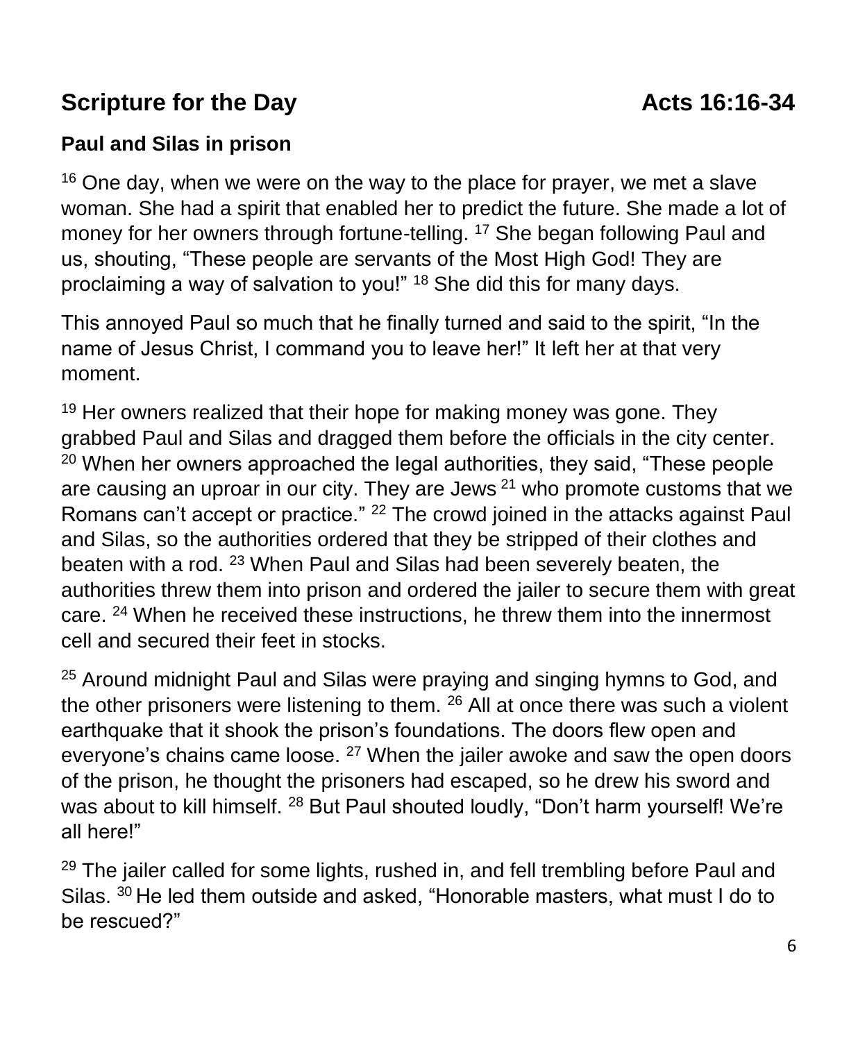## Scripture for the Day Acts 16:16-34

### Paul and Silas in prison

[16] One day, when we were on the way to the place for prayer, we met a slave woman. She had a spirit that enabled her to predict the future. She made a lot of money for her owners through fortune-telling. [17] She began following Paul and us, shouting, "These people are servants of the Most High God! They are proclaiming a way of salvation to you!" [18] She did this for many days.

This annoyed Paul so much that he finally turned and said to the spirit, "In the name of Jesus Christ, I command you to leave her!" It left her at that very moment.

[19] Her owners realized that their hope for making money was gone. They grabbed Paul and Silas and dragged them before the officials in the city center. [20] When her owners approached the legal authorities, they said, "These people are causing an uproar in our city. They are Jews [21] who promote customs that we Romans can't accept or practice." [22] The crowd joined in the attacks against Paul and Silas, so the authorities ordered that they be stripped of their clothes and beaten with a rod. [23] When Paul and Silas had been severely beaten, the authorities threw them into prison and ordered the jailer to secure them with great care. [24] When he received these instructions, he threw them into the innermost cell and secured their feet in stocks.

[25] Around midnight Paul and Silas were praying and singing hymns to God, and the other prisoners were listening to them. [26] All at once there was such a violent earthquake that it shook the prison's foundations. The doors flew open and everyone's chains came loose. [27] When the jailer awoke and saw the open doors of the prison, he thought the prisoners had escaped, so he drew his sword and was about to kill himself. [28] But Paul shouted loudly, "Don't harm yourself! We're all here!"

[29] The jailer called for some lights, rushed in, and fell trembling before Paul and Silas. [30] He led them outside and asked, "Honorable masters, what must I do to be rescued?"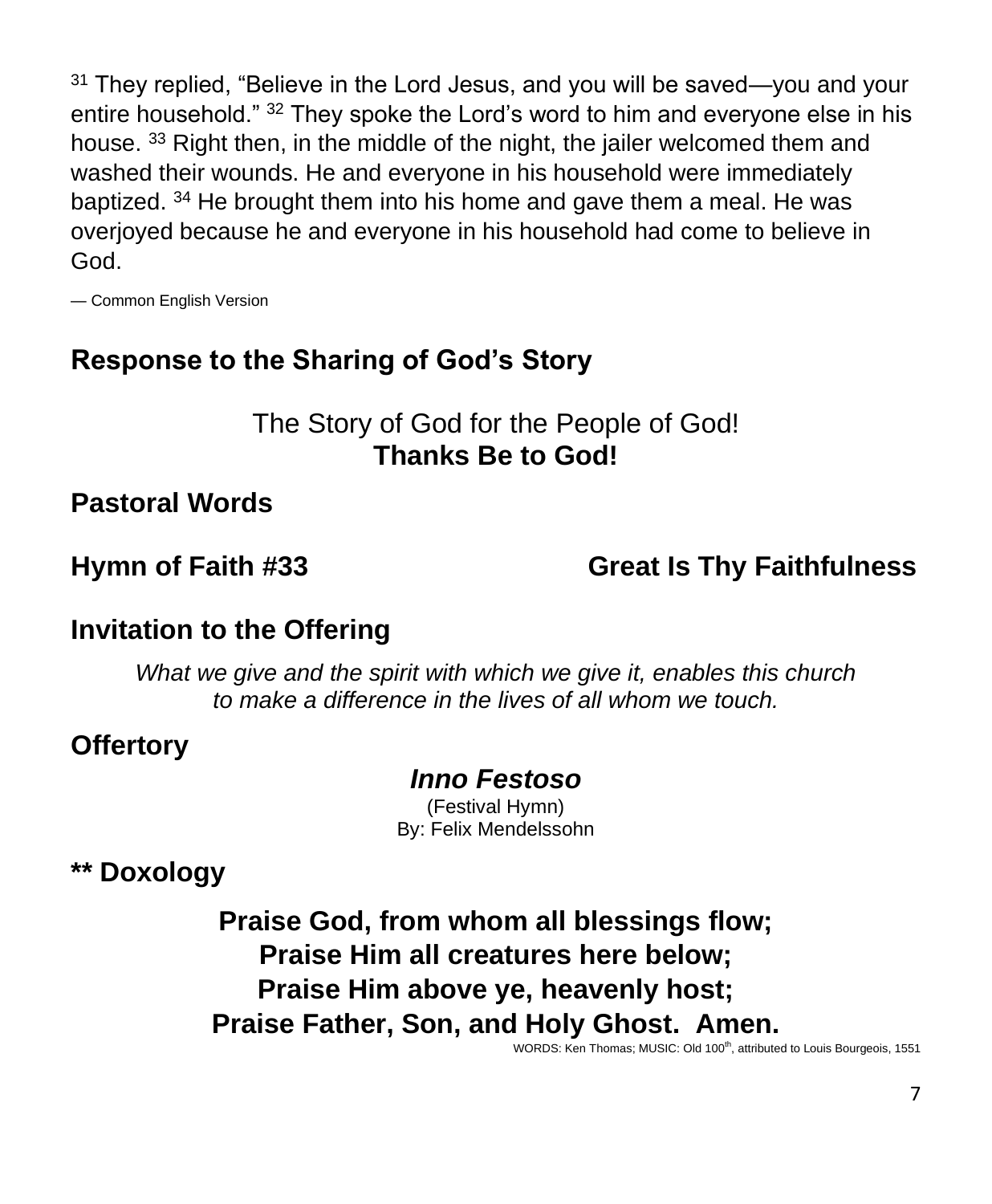[31] They replied, “Believe in the Lord Jesus, and you will be saved—you and your entire household.” [32] They spoke the Lord’s word to him and everyone else in his house. [33] Right then, in the middle of the night, the jailer welcomed them and washed their wounds. He and everyone in his household were immediately baptized. [34] He brought them into his home and gave them a meal. He was overjoyed because he and everyone in his household had come to believe in God.

— Common English Version

## Response to the Sharing of God’s Story

The Story of God for the People of God!
**Thanks Be to God!**

## Pastoral Words

## Hymn of Faith #33 — Great Is Thy Faithfulness

## Invitation to the Offering

*What we give and the spirit with which we give it, enables this church to make a difference in the lives of all whom we touch.*

## Offertory

***Inno Festoso***
(Festival Hymn)
By: Felix Mendelssohn

## ** Doxology

**Praise God, from whom all blessings flow;**
**Praise Him all creatures here below;**
**Praise Him above ye, heavenly host;**
**Praise Father, Son, and Holy Ghost. Amen.**

WORDS: Ken Thomas; MUSIC: Old 100th, attributed to Louis Bourgeois, 1551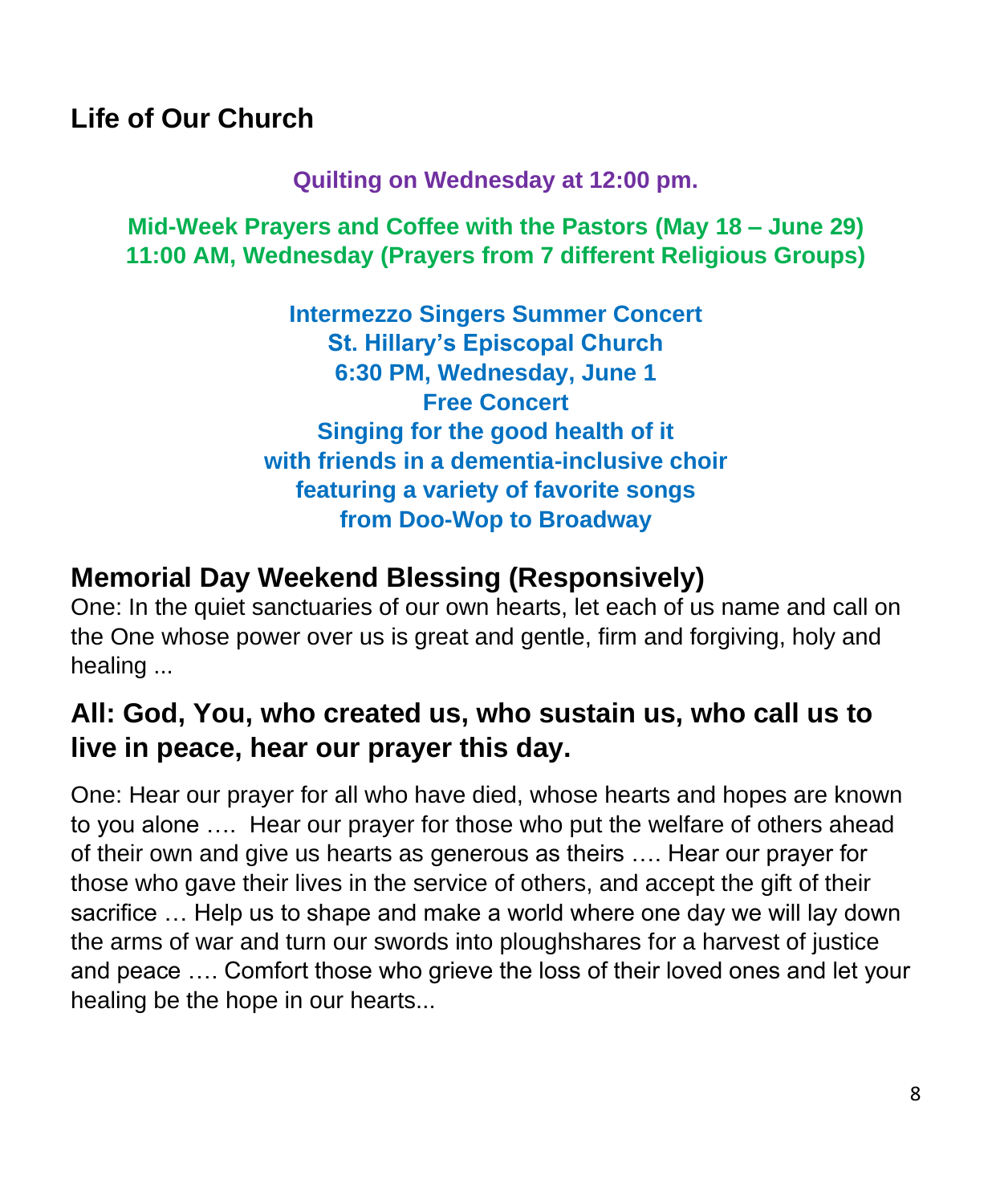## Life of Our Church

**Quilting on Wednesday at 12:00 pm.**

**Mid-Week Prayers and Coffee with the Pastors (May 18 – June 29)**
**11:00 AM, Wednesday (Prayers from 7 different Religious Groups)**

**Intermezzo Singers Summer Concert**
**St. Hillary's Episcopal Church**
**6:30 PM, Wednesday, June 1**
**Free Concert**
**Singing for the good health of it**
**with friends in a dementia-inclusive choir**
**featuring a variety of favorite songs**
**from Doo-Wop to Broadway**

## Memorial Day Weekend Blessing (Responsively)

One: In the quiet sanctuaries of our own hearts, let each of us name and call on the One whose power over us is great and gentle, firm and forgiving, holy and healing ...

**All: God, You, who created us, who sustain us, who call us to live in peace, hear our prayer this day.**

One: Hear our prayer for all who have died, whose hearts and hopes are known to you alone …. Hear our prayer for those who put the welfare of others ahead of their own and give us hearts as generous as theirs …. Hear our prayer for those who gave their lives in the service of others, and accept the gift of their sacrifice … Help us to shape and make a world where one day we will lay down the arms of war and turn our swords into ploughshares for a harvest of justice and peace …. Comfort those who grieve the loss of their loved ones and let your healing be the hope in our hearts...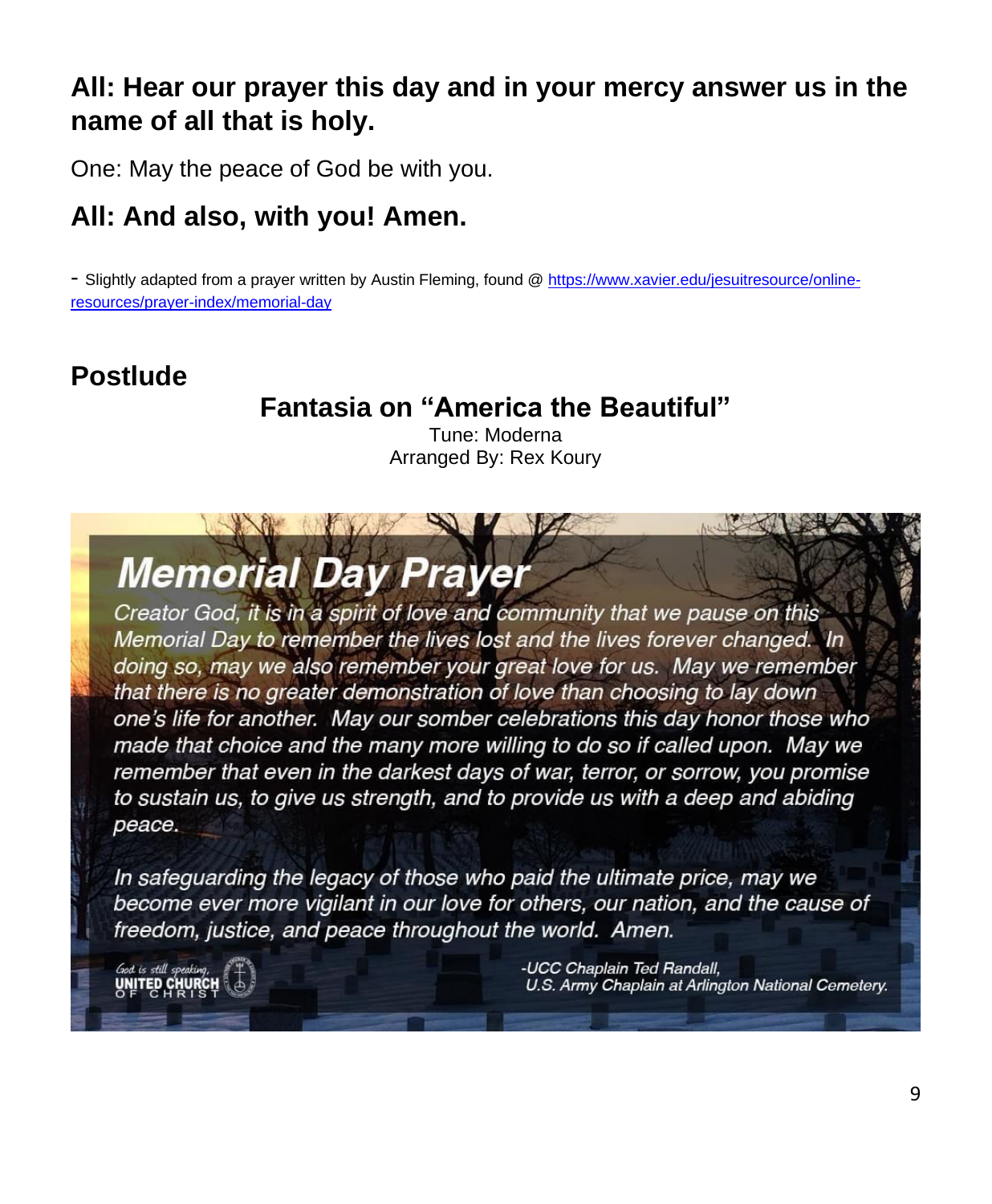**All: Hear our prayer this day and in your mercy answer us in the name of all that is holy.**

One: May the peace of God be with you.

**All: And also, with you! Amen.**

- Slightly adapted from a prayer written by Austin Fleming, found @ https://www.xavier.edu/jesuitresource/online-resources/prayer-index/memorial-day

## Postlude

**Fantasia on "America the Beautiful"**

Tune: Moderna
Arranged By: Rex Koury

## *Memorial Day Prayer*

*Creator God, it is in a spirit of love and community that we pause on this Memorial Day to remember the lives lost and the lives forever changed. In doing so, may we also remember your great love for us. May we remember that there is no greater demonstration of love than choosing to lay down one's life for another. May our somber celebrations this day honor those who made that choice and the many more willing to do so if called upon. May we remember that even in the darkest days of war, terror, or sorrow, you promise to sustain us, to give us strength, and to provide us with a deep and abiding peace.*

*In safeguarding the legacy of those who paid the ultimate price, may we become ever more vigilant in our love for others, our nation, and the cause of freedom, justice, and peace throughout the world. Amen.*

*God is still speaking,* UNITED CHURCH OF CHRIST

*-UCC Chaplain Ted Randall, U.S. Army Chaplain at Arlington National Cemetery.*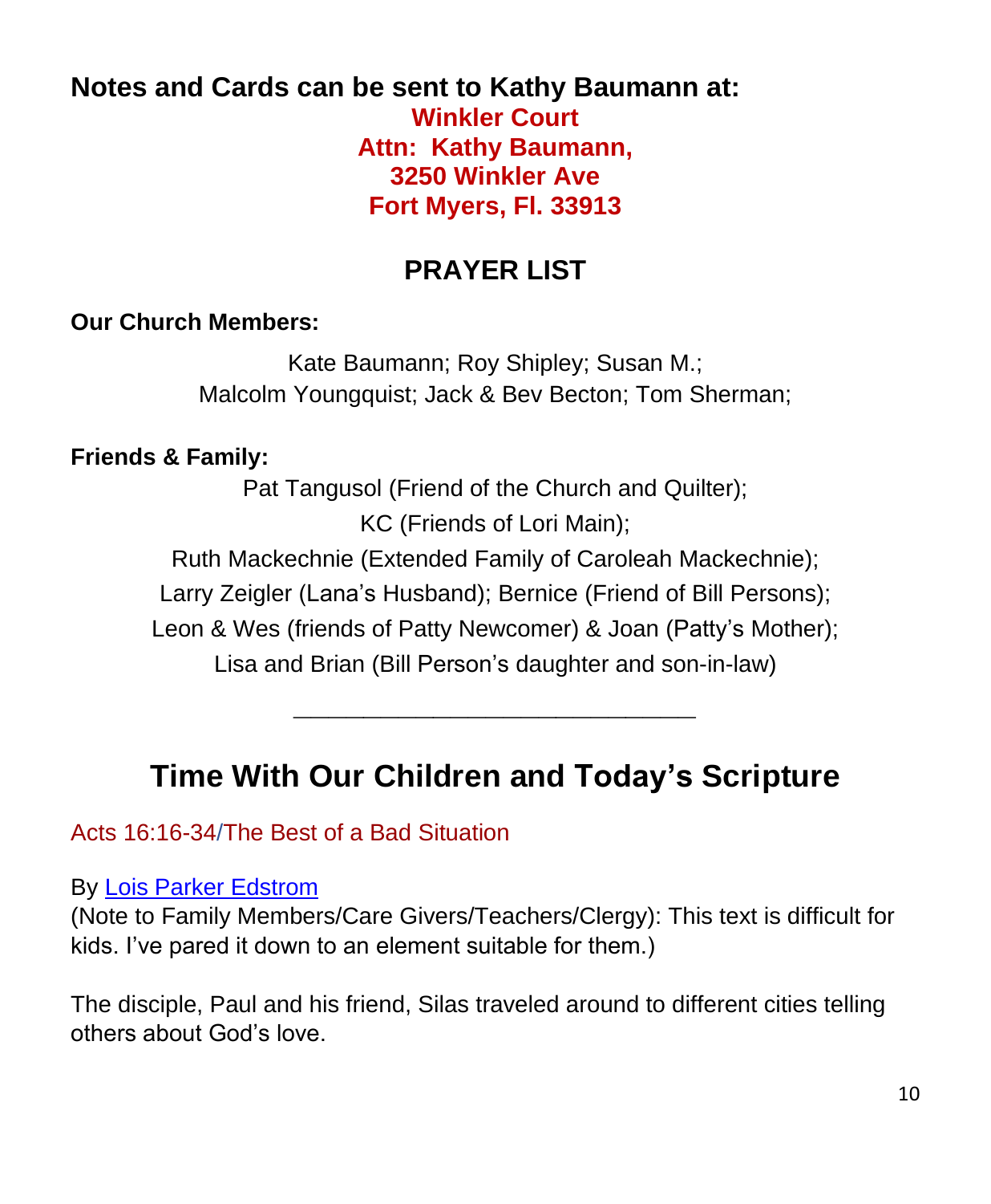**Notes and Cards can be sent to Kathy Baumann at:**

**Winkler Court**
**Attn: Kathy Baumann,**
**3250 Winkler Ave**
**Fort Myers, Fl. 33913**

## PRAYER LIST

**Our Church Members:**

Kate Baumann; Roy Shipley; Susan M.;
Malcolm Youngquist; Jack & Bev Becton; Tom Sherman;

**Friends & Family:**

Pat Tangusol (Friend of the Church and Quilter);
KC (Friends of Lori Main);
Ruth Mackechnie (Extended Family of Caroleah Mackechnie);
Larry Zeigler (Lana's Husband); Bernice (Friend of Bill Persons);
Leon & Wes (friends of Patty Newcomer) & Joan (Patty's Mother);
Lisa and Brian (Bill Person's daughter and son-in-law)

---

## Time With Our Children and Today's Scripture

Acts 16:16-34/The Best of a Bad Situation

By Lois Parker Edstrom
(Note to Family Members/Care Givers/Teachers/Clergy): This text is difficult for kids. I've pared it down to an element suitable for them.)

The disciple, Paul and his friend, Silas traveled around to different cities telling others about God's love.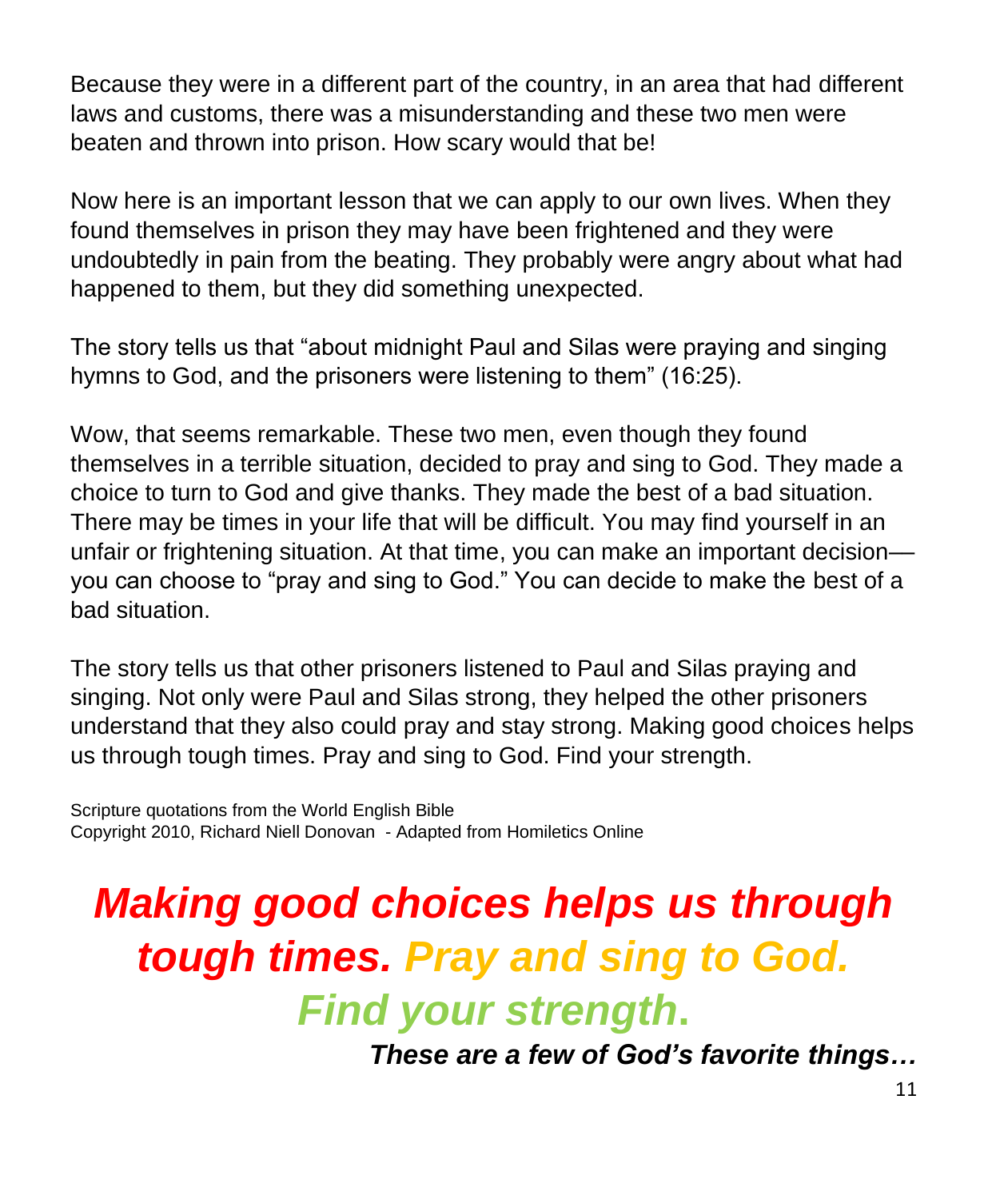Because they were in a different part of the country, in an area that had different laws and customs, there was a misunderstanding and these two men were beaten and thrown into prison. How scary would that be!

Now here is an important lesson that we can apply to our own lives. When they found themselves in prison they may have been frightened and they were undoubtedly in pain from the beating. They probably were angry about what had happened to them, but they did something unexpected.

The story tells us that "about midnight Paul and Silas were praying and singing hymns to God, and the prisoners were listening to them" (16:25).

Wow, that seems remarkable. These two men, even though they found themselves in a terrible situation, decided to pray and sing to God. They made a choice to turn to God and give thanks. They made the best of a bad situation. There may be times in your life that will be difficult. You may find yourself in an unfair or frightening situation. At that time, you can make an important decision—you can choose to "pray and sing to God." You can decide to make the best of a bad situation.

The story tells us that other prisoners listened to Paul and Silas praying and singing. Not only were Paul and Silas strong, they helped the other prisoners understand that they also could pray and stay strong. Making good choices helps us through tough times. Pray and sing to God. Find your strength.

Scripture quotations from the World English Bible
Copyright 2010, Richard Niell Donovan - Adapted from Homiletics Online

***Making good choices helps us through tough times. Pray and sing to God. Find your strength.***

***These are a few of God's favorite things…***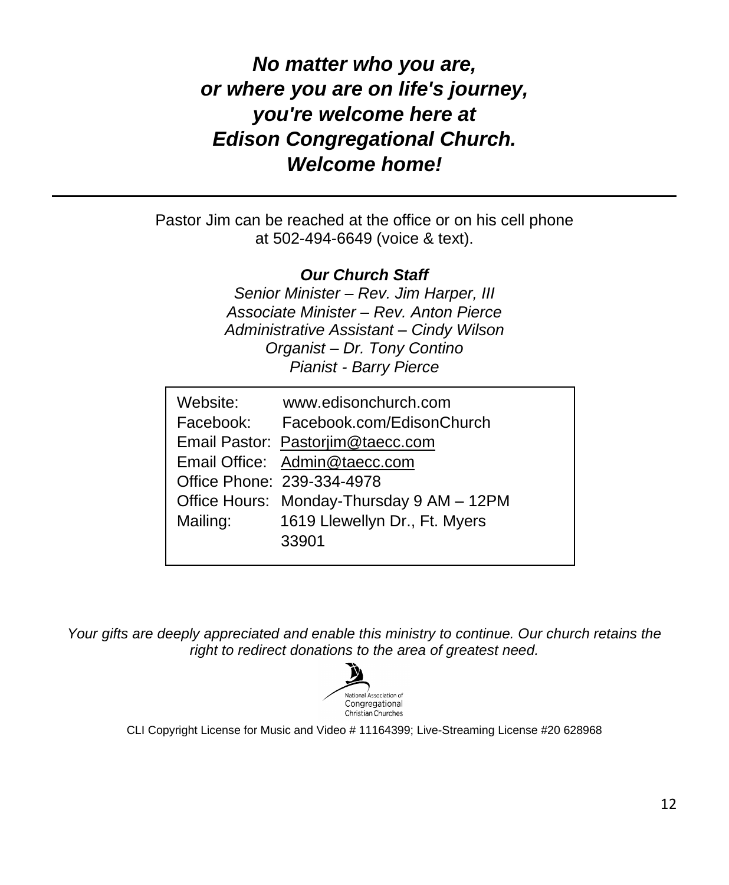***No matter who you are,***
***or where you are on life's journey,***
***you're welcome here at***
***Edison Congregational Church.***
***Welcome home!***

---

Pastor Jim can be reached at the office or on his cell phone at 502-494-6649 (voice & text).

***Our Church Staff***

*Senior Minister – Rev. Jim Harper, III*
*Associate Minister – Rev. Anton Pierce*
*Administrative Assistant – Cindy Wilson*
*Organist – Dr. Tony Contino*
*Pianist - Barry Pierce*

| | |
|---|---|
| Website: | www.edisonchurch.com |
| Facebook: | Facebook.com/EdisonChurch |
| Email Pastor: | Pastorjim@taecc.com |
| Email Office: | Admin@taecc.com |
| Office Phone: | 239-334-4978 |
| Office Hours: | Monday-Thursday 9 AM – 12PM |
| Mailing: | 1619 Llewellyn Dr., Ft. Myers 33901 |

*Your gifts are deeply appreciated and enable this ministry to continue. Our church retains the right to redirect donations to the area of greatest need.*

National Association of Congregational Christian Churches

CLI Copyright License for Music and Video # 11164399; Live-Streaming License #20 628968